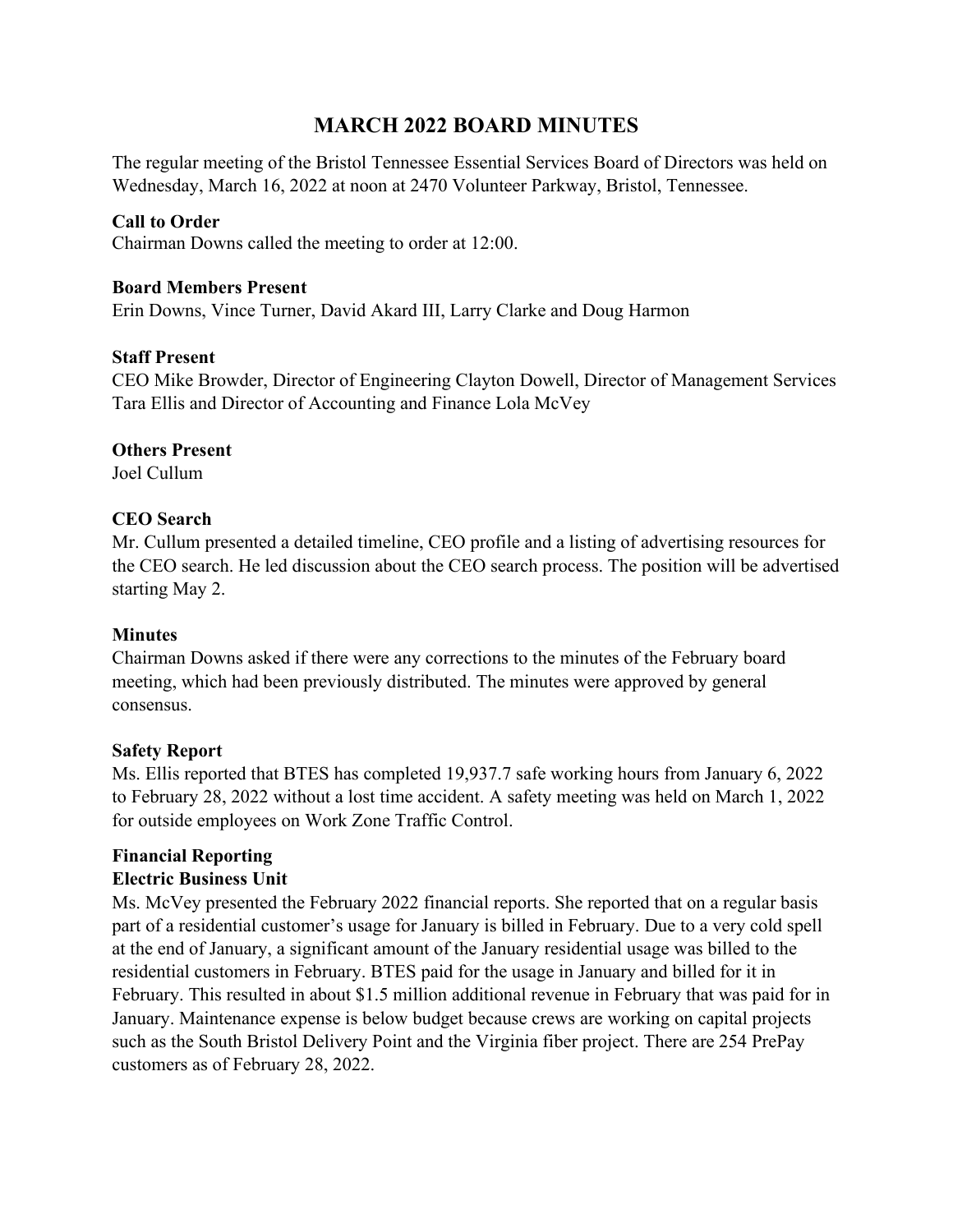# MARCH 2022 BOARD MINUTES

The regular meeting of the Bristol Tennessee Essential Services Board of Directors was held on Wednesday, March 16, 2022 at noon at 2470 Volunteer Parkway, Bristol, Tennessee.

**Call to Order**
Chairman Downs called the meeting to order at 12:00.

**Board Members Present**
Erin Downs, Vince Turner, David Akard III, Larry Clarke and Doug Harmon

**Staff Present**
CEO Mike Browder, Director of Engineering Clayton Dowell, Director of Management Services Tara Ellis and Director of Accounting and Finance Lola McVey

**Others Present**
Joel Cullum

**CEO Search**
Mr. Cullum presented a detailed timeline, CEO profile and a listing of advertising resources for the CEO search. He led discussion about the CEO search process. The position will be advertised starting May 2.

**Minutes**
Chairman Downs asked if there were any corrections to the minutes of the February board meeting, which had been previously distributed. The minutes were approved by general consensus.

**Safety Report**
Ms. Ellis reported that BTES has completed 19,937.7 safe working hours from January 6, 2022 to February 28, 2022 without a lost time accident. A safety meeting was held on March 1, 2022 for outside employees on Work Zone Traffic Control.

**Financial Reporting**
**Electric Business Unit**
Ms. McVey presented the February 2022 financial reports. She reported that on a regular basis part of a residential customer's usage for January is billed in February. Due to a very cold spell at the end of January, a significant amount of the January residential usage was billed to the residential customers in February. BTES paid for the usage in January and billed for it in February. This resulted in about $1.5 million additional revenue in February that was paid for in January. Maintenance expense is below budget because crews are working on capital projects such as the South Bristol Delivery Point and the Virginia fiber project. There are 254 PrePay customers as of February 28, 2022.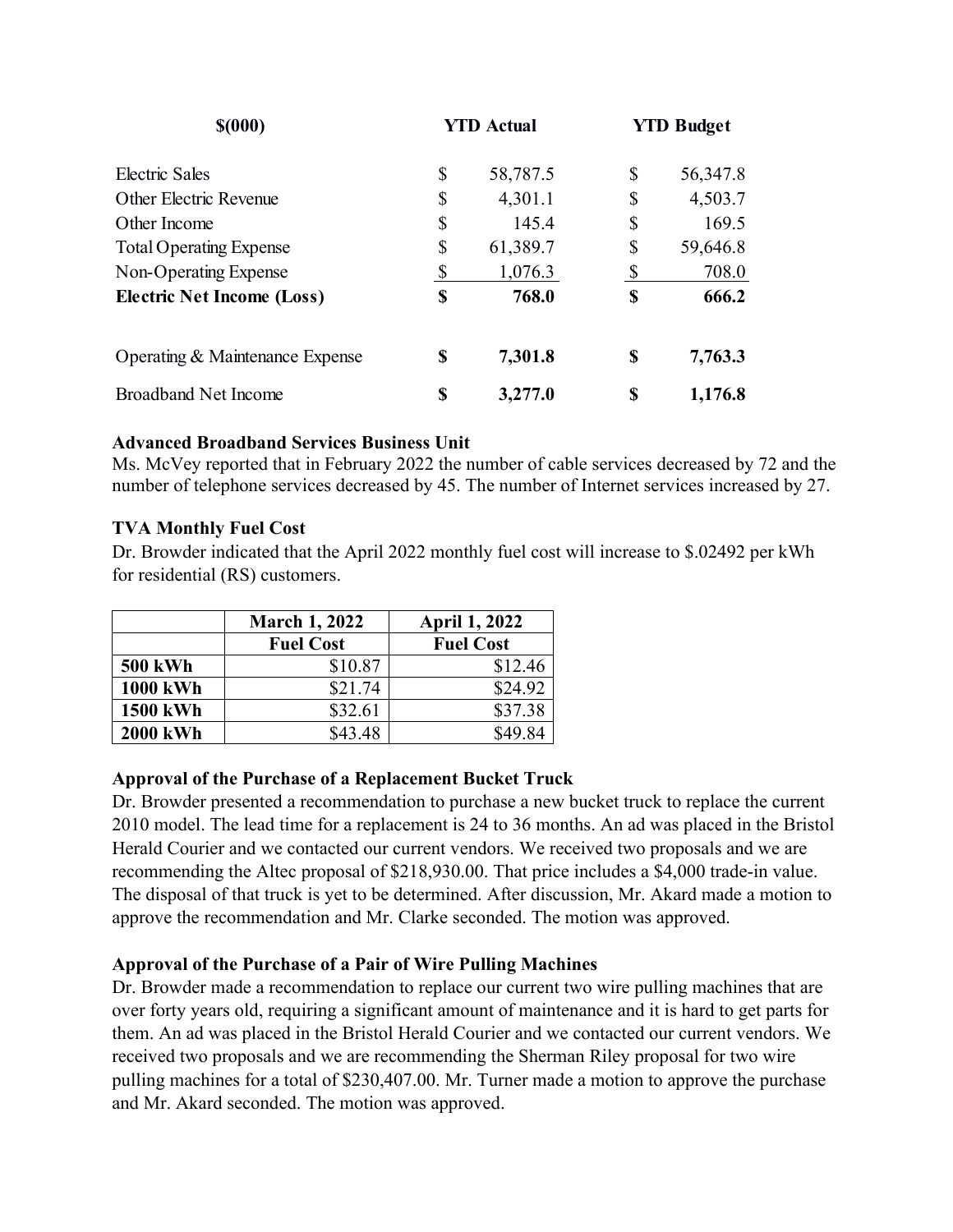| $(000) | YTD Actual | YTD Budget |
| --- | --- | --- |
| Electric Sales | $ 58,787.5 | $ 56,347.8 |
| Other Electric Revenue | $ 4,301.1 | $ 4,503.7 |
| Other Income | $ 145.4 | $ 169.5 |
| Total Operating Expense | $ 61,389.7 | $ 59,646.8 |
| Non-Operating Expense | $ 1,076.3 | $ 708.0 |
| **Electric Net Income (Loss)** | **$ 768.0** | **$ 666.2** |
| Operating & Maintenance Expense | **$ 7,301.8** | **$ 7,763.3** |
| Broadband Net Income | **$ 3,277.0** | **$ 1,176.8** |

**Advanced Broadband Services Business Unit**

Ms. McVey reported that in February 2022 the number of cable services decreased by 72 and the number of telephone services decreased by 45. The number of Internet services increased by 27.

**TVA Monthly Fuel Cost**

Dr. Browder indicated that the April 2022 monthly fuel cost will increase to $.02492 per kWh for residential (RS) customers.

| | March 1, 2022 Fuel Cost | April 1, 2022 Fuel Cost |
| --- | --- | --- |
| **500 kWh** | $10.87 | $12.46 |
| **1000 kWh** | $21.74 | $24.92 |
| **1500 kWh** | $32.61 | $37.38 |
| **2000 kWh** | $43.48 | $49.84 |

**Approval of the Purchase of a Replacement Bucket Truck**

Dr. Browder presented a recommendation to purchase a new bucket truck to replace the current 2010 model. The lead time for a replacement is 24 to 36 months. An ad was placed in the Bristol Herald Courier and we contacted our current vendors. We received two proposals and we are recommending the Altec proposal of $218,930.00. That price includes a $4,000 trade-in value. The disposal of that truck is yet to be determined. After discussion, Mr. Akard made a motion to approve the recommendation and Mr. Clarke seconded. The motion was approved.

**Approval of the Purchase of a Pair of Wire Pulling Machines**

Dr. Browder made a recommendation to replace our current two wire pulling machines that are over forty years old, requiring a significant amount of maintenance and it is hard to get parts for them. An ad was placed in the Bristol Herald Courier and we contacted our current vendors. We received two proposals and we are recommending the Sherman Riley proposal for two wire pulling machines for a total of $230,407.00. Mr. Turner made a motion to approve the purchase and Mr. Akard seconded. The motion was approved.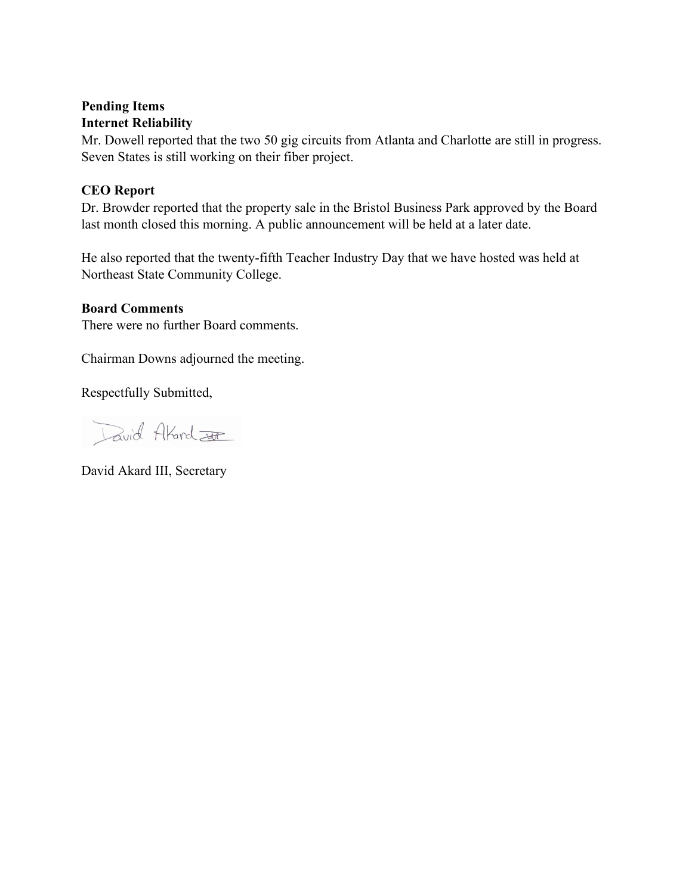**Pending Items**

**Internet Reliability**

Mr. Dowell reported that the two 50 gig circuits from Atlanta and Charlotte are still in progress. Seven States is still working on their fiber project.

**CEO Report**

Dr. Browder reported that the property sale in the Bristol Business Park approved by the Board last month closed this morning. A public announcement will be held at a later date.

He also reported that the twenty-fifth Teacher Industry Day that we have hosted was held at Northeast State Community College.

**Board Comments**

There were no further Board comments.

Chairman Downs adjourned the meeting.

Respectfully Submitted,

David Akard III, Secretary